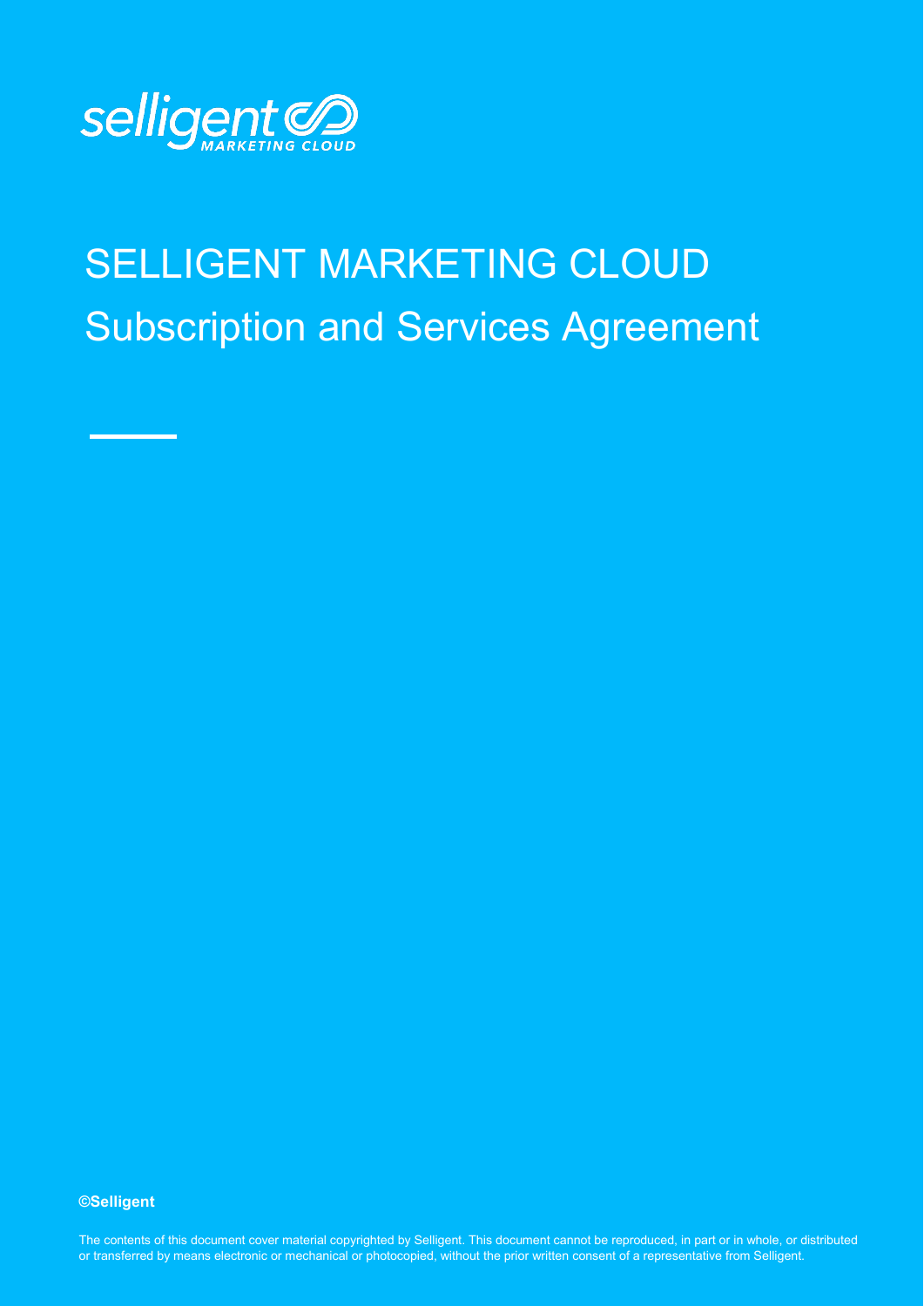# SELLIGENT MARKETING CLOUD

## Subscription and Services Agreement

**©Selligent**

The contents of this document cover material copyrighted by Selligent. This document cannot be reproduced, in part or in whole, or distributed or transferred by means electronic or mechanical or photocopied, without the prior written consent of a representative from Selligent.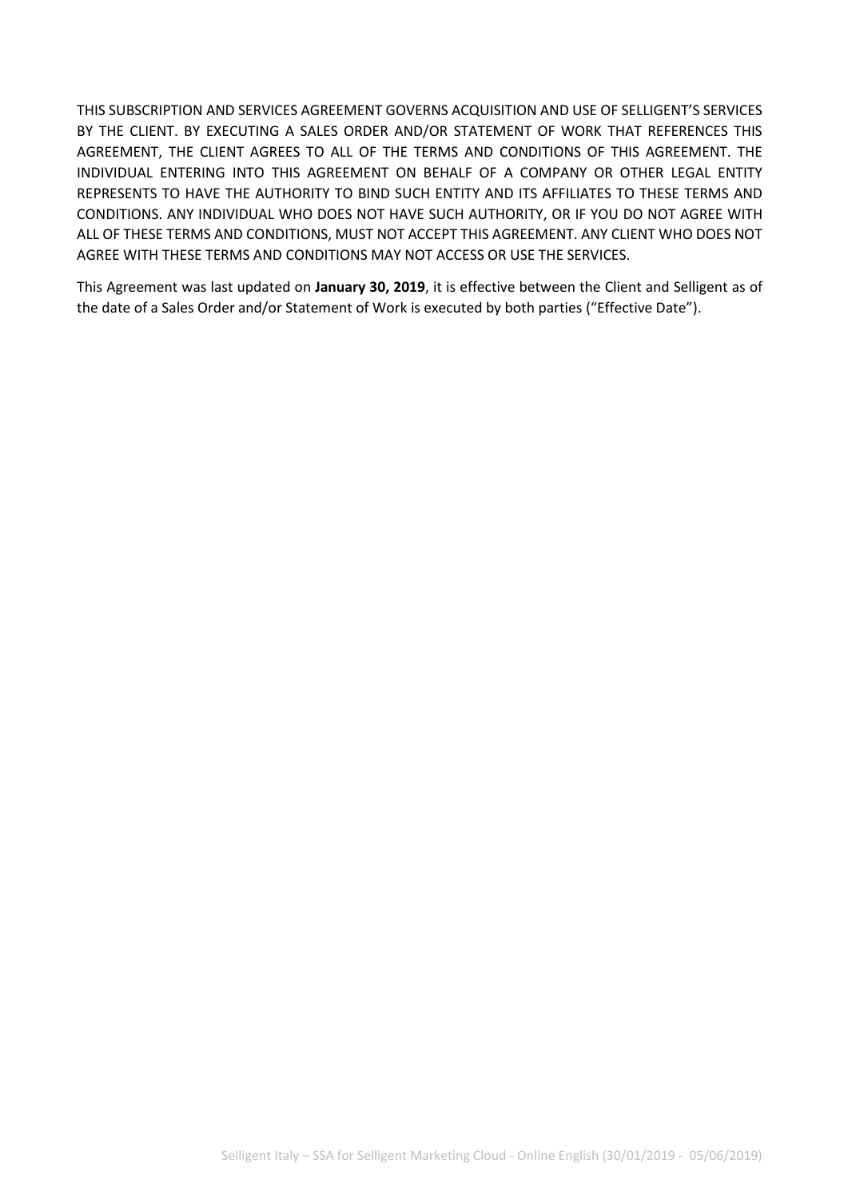THIS SUBSCRIPTION AND SERVICES AGREEMENT GOVERNS ACQUISITION AND USE OF SELLIGENT'S SERVICES BY THE CLIENT. BY EXECUTING A SALES ORDER AND/OR STATEMENT OF WORK THAT REFERENCES THIS AGREEMENT, THE CLIENT AGREES TO ALL OF THE TERMS AND CONDITIONS OF THIS AGREEMENT. THE INDIVIDUAL ENTERING INTO THIS AGREEMENT ON BEHALF OF A COMPANY OR OTHER LEGAL ENTITY REPRESENTS TO HAVE THE AUTHORITY TO BIND SUCH ENTITY AND ITS AFFILIATES TO THESE TERMS AND CONDITIONS. ANY INDIVIDUAL WHO DOES NOT HAVE SUCH AUTHORITY, OR IF YOU DO NOT AGREE WITH ALL OF THESE TERMS AND CONDITIONS, MUST NOT ACCEPT THIS AGREEMENT. ANY CLIENT WHO DOES NOT AGREE WITH THESE TERMS AND CONDITIONS MAY NOT ACCESS OR USE THE SERVICES.

This Agreement was last updated on **January 30, 2019**, it is effective between the Client and Selligent as of the date of a Sales Order and/or Statement of Work is executed by both parties ("Effective Date").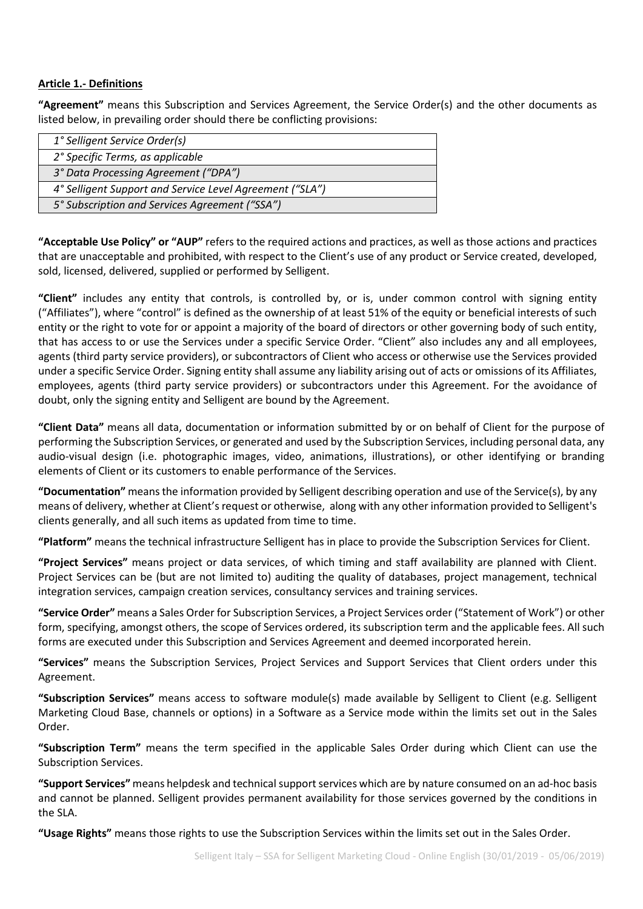**Article 1.- Definitions**

**"Agreement"** means this Subscription and Services Agreement, the Service Order(s) and the other documents as listed below, in prevailing order should there be conflicting provisions:

| *1° Selligent Service Order(s)* |
| --- |
| *2° Specific Terms, as applicable* |
| *3° Data Processing Agreement ("DPA")* |
| *4° Selligent Support and Service Level Agreement ("SLA")* |
| *5° Subscription and Services Agreement ("SSA")* |

**"Acceptable Use Policy" or "AUP"** refers to the required actions and practices, as well as those actions and practices that are unacceptable and prohibited, with respect to the Client's use of any product or Service created, developed, sold, licensed, delivered, supplied or performed by Selligent.

**"Client"** includes any entity that controls, is controlled by, or is, under common control with signing entity ("Affiliates"), where "control" is defined as the ownership of at least 51% of the equity or beneficial interests of such entity or the right to vote for or appoint a majority of the board of directors or other governing body of such entity, that has access to or use the Services under a specific Service Order. "Client" also includes any and all employees, agents (third party service providers), or subcontractors of Client who access or otherwise use the Services provided under a specific Service Order. Signing entity shall assume any liability arising out of acts or omissions of its Affiliates, employees, agents (third party service providers) or subcontractors under this Agreement. For the avoidance of doubt, only the signing entity and Selligent are bound by the Agreement.

**"Client Data"** means all data, documentation or information submitted by or on behalf of Client for the purpose of performing the Subscription Services, or generated and used by the Subscription Services, including personal data, any audio-visual design (i.e. photographic images, video, animations, illustrations), or other identifying or branding elements of Client or its customers to enable performance of the Services.

**"Documentation"** means the information provided by Selligent describing operation and use of the Service(s), by any means of delivery, whether at Client's request or otherwise, along with any other information provided to Selligent's clients generally, and all such items as updated from time to time.

**"Platform"** means the technical infrastructure Selligent has in place to provide the Subscription Services for Client.

**"Project Services"** means project or data services, of which timing and staff availability are planned with Client. Project Services can be (but are not limited to) auditing the quality of databases, project management, technical integration services, campaign creation services, consultancy services and training services.

**"Service Order"** means a Sales Order for Subscription Services, a Project Services order ("Statement of Work") or other form, specifying, amongst others, the scope of Services ordered, its subscription term and the applicable fees. All such forms are executed under this Subscription and Services Agreement and deemed incorporated herein.

**"Services"** means the Subscription Services, Project Services and Support Services that Client orders under this Agreement.

**"Subscription Services"** means access to software module(s) made available by Selligent to Client (e.g. Selligent Marketing Cloud Base, channels or options) in a Software as a Service mode within the limits set out in the Sales Order.

**"Subscription Term"** means the term specified in the applicable Sales Order during which Client can use the Subscription Services.

**"Support Services"** means helpdesk and technical support services which are by nature consumed on an ad-hoc basis and cannot be planned. Selligent provides permanent availability for those services governed by the conditions in the SLA.

**"Usage Rights"** means those rights to use the Subscription Services within the limits set out in the Sales Order.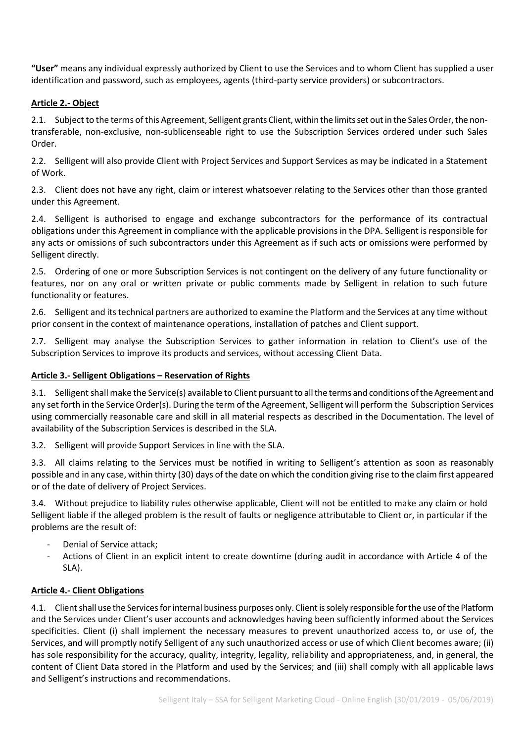**"User"** means any individual expressly authorized by Client to use the Services and to whom Client has supplied a user identification and password, such as employees, agents (third-party service providers) or subcontractors.

## Article 2.- Object

2.1. Subject to the terms of this Agreement, Selligent grants Client, within the limits set out in the Sales Order, the non-transferable, non-exclusive, non-sublicenseable right to use the Subscription Services ordered under such Sales Order.

2.2. Selligent will also provide Client with Project Services and Support Services as may be indicated in a Statement of Work.

2.3. Client does not have any right, claim or interest whatsoever relating to the Services other than those granted under this Agreement.

2.4. Selligent is authorised to engage and exchange subcontractors for the performance of its contractual obligations under this Agreement in compliance with the applicable provisions in the DPA. Selligent is responsible for any acts or omissions of such subcontractors under this Agreement as if such acts or omissions were performed by Selligent directly.

2.5. Ordering of one or more Subscription Services is not contingent on the delivery of any future functionality or features, nor on any oral or written private or public comments made by Selligent in relation to such future functionality or features.

2.6. Selligent and its technical partners are authorized to examine the Platform and the Services at any time without prior consent in the context of maintenance operations, installation of patches and Client support.

2.7. Selligent may analyse the Subscription Services to gather information in relation to Client's use of the Subscription Services to improve its products and services, without accessing Client Data.

## Article 3.- Selligent Obligations – Reservation of Rights

3.1. Selligent shall make the Service(s) available to Client pursuant to all the terms and conditions of the Agreement and any set forth in the Service Order(s). During the term of the Agreement, Selligent will perform the Subscription Services using commercially reasonable care and skill in all material respects as described in the Documentation. The level of availability of the Subscription Services is described in the SLA.

3.2. Selligent will provide Support Services in line with the SLA.

3.3. All claims relating to the Services must be notified in writing to Selligent's attention as soon as reasonably possible and in any case, within thirty (30) days of the date on which the condition giving rise to the claim first appeared or of the date of delivery of Project Services.

3.4. Without prejudice to liability rules otherwise applicable, Client will not be entitled to make any claim or hold Selligent liable if the alleged problem is the result of faults or negligence attributable to Client or, in particular if the problems are the result of:

- Denial of Service attack;
- Actions of Client in an explicit intent to create downtime (during audit in accordance with Article 4 of the SLA).

## Article 4.- Client Obligations

4.1. Client shall use the Services for internal business purposes only. Client is solely responsible for the use of the Platform and the Services under Client's user accounts and acknowledges having been sufficiently informed about the Services specificities. Client (i) shall implement the necessary measures to prevent unauthorized access to, or use of, the Services, and will promptly notify Selligent of any such unauthorized access or use of which Client becomes aware; (ii) has sole responsibility for the accuracy, quality, integrity, legality, reliability and appropriateness, and, in general, the content of Client Data stored in the Platform and used by the Services; and (iii) shall comply with all applicable laws and Selligent's instructions and recommendations.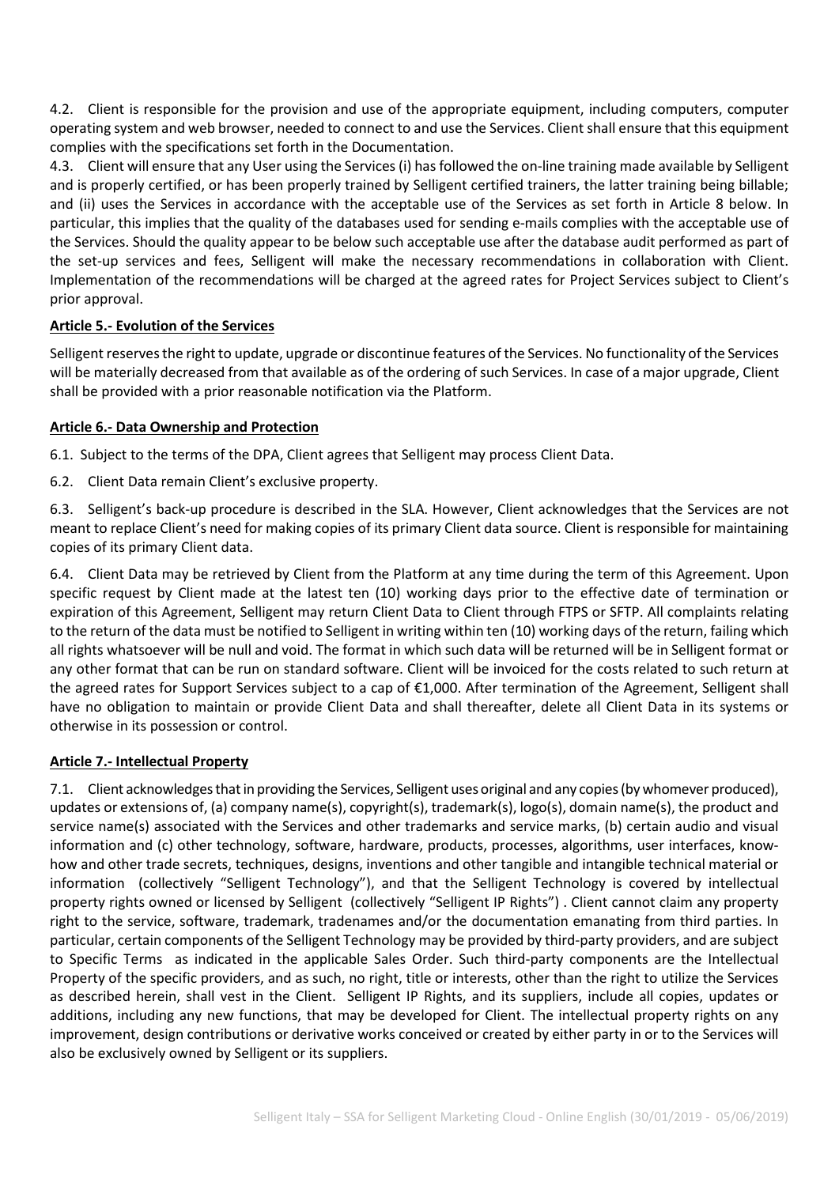4.2. Client is responsible for the provision and use of the appropriate equipment, including computers, computer operating system and web browser, needed to connect to and use the Services. Client shall ensure that this equipment complies with the specifications set forth in the Documentation.

4.3. Client will ensure that any User using the Services (i) has followed the on-line training made available by Selligent and is properly certified, or has been properly trained by Selligent certified trainers, the latter training being billable; and (ii) uses the Services in accordance with the acceptable use of the Services as set forth in Article 8 below. In particular, this implies that the quality of the databases used for sending e-mails complies with the acceptable use of the Services. Should the quality appear to be below such acceptable use after the database audit performed as part of the set-up services and fees, Selligent will make the necessary recommendations in collaboration with Client. Implementation of the recommendations will be charged at the agreed rates for Project Services subject to Client's prior approval.

## Article 5.- Evolution of the Services

Selligent reserves the right to update, upgrade or discontinue features of the Services. No functionality of the Services will be materially decreased from that available as of the ordering of such Services. In case of a major upgrade, Client shall be provided with a prior reasonable notification via the Platform.

## Article 6.- Data Ownership and Protection

6.1. Subject to the terms of the DPA, Client agrees that Selligent may process Client Data.

6.2. Client Data remain Client's exclusive property.

6.3. Selligent's back-up procedure is described in the SLA. However, Client acknowledges that the Services are not meant to replace Client's need for making copies of its primary Client data source. Client is responsible for maintaining copies of its primary Client data.

6.4. Client Data may be retrieved by Client from the Platform at any time during the term of this Agreement. Upon specific request by Client made at the latest ten (10) working days prior to the effective date of termination or expiration of this Agreement, Selligent may return Client Data to Client through FTPS or SFTP. All complaints relating to the return of the data must be notified to Selligent in writing within ten (10) working days of the return, failing which all rights whatsoever will be null and void. The format in which such data will be returned will be in Selligent format or any other format that can be run on standard software. Client will be invoiced for the costs related to such return at the agreed rates for Support Services subject to a cap of €1,000. After termination of the Agreement, Selligent shall have no obligation to maintain or provide Client Data and shall thereafter, delete all Client Data in its systems or otherwise in its possession or control.

## Article 7.- Intellectual Property

7.1. Client acknowledges that in providing the Services, Selligent uses original and any copies (by whomever produced), updates or extensions of, (a) company name(s), copyright(s), trademark(s), logo(s), domain name(s), the product and service name(s) associated with the Services and other trademarks and service marks, (b) certain audio and visual information and (c) other technology, software, hardware, products, processes, algorithms, user interfaces, know-how and other trade secrets, techniques, designs, inventions and other tangible and intangible technical material or information (collectively "Selligent Technology"), and that the Selligent Technology is covered by intellectual property rights owned or licensed by Selligent (collectively "Selligent IP Rights") . Client cannot claim any property right to the service, software, trademark, tradenames and/or the documentation emanating from third parties. In particular, certain components of the Selligent Technology may be provided by third-party providers, and are subject to Specific Terms as indicated in the applicable Sales Order. Such third-party components are the Intellectual Property of the specific providers, and as such, no right, title or interests, other than the right to utilize the Services as described herein, shall vest in the Client. Selligent IP Rights, and its suppliers, include all copies, updates or additions, including any new functions, that may be developed for Client. The intellectual property rights on any improvement, design contributions or derivative works conceived or created by either party in or to the Services will also be exclusively owned by Selligent or its suppliers.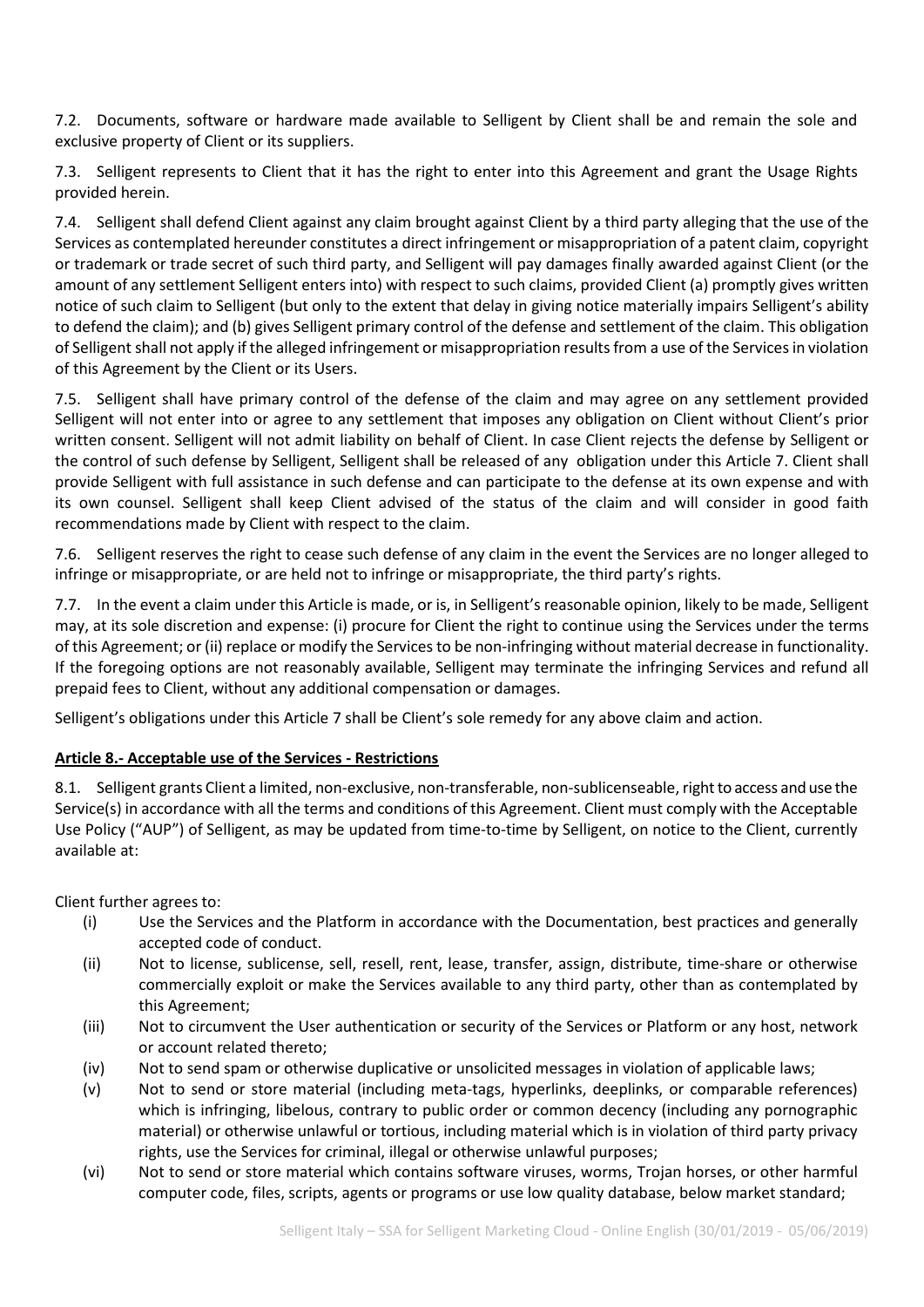7.2. Documents, software or hardware made available to Selligent by Client shall be and remain the sole and exclusive property of Client or its suppliers.

7.3. Selligent represents to Client that it has the right to enter into this Agreement and grant the Usage Rights provided herein.

7.4. Selligent shall defend Client against any claim brought against Client by a third party alleging that the use of the Services as contemplated hereunder constitutes a direct infringement or misappropriation of a patent claim, copyright or trademark or trade secret of such third party, and Selligent will pay damages finally awarded against Client (or the amount of any settlement Selligent enters into) with respect to such claims, provided Client (a) promptly gives written notice of such claim to Selligent (but only to the extent that delay in giving notice materially impairs Selligent's ability to defend the claim); and (b) gives Selligent primary control of the defense and settlement of the claim. This obligation of Selligent shall not apply if the alleged infringement or misappropriation results from a use of the Services in violation of this Agreement by the Client or its Users.

7.5. Selligent shall have primary control of the defense of the claim and may agree on any settlement provided Selligent will not enter into or agree to any settlement that imposes any obligation on Client without Client's prior written consent. Selligent will not admit liability on behalf of Client. In case Client rejects the defense by Selligent or the control of such defense by Selligent, Selligent shall be released of any obligation under this Article 7. Client shall provide Selligent with full assistance in such defense and can participate to the defense at its own expense and with its own counsel. Selligent shall keep Client advised of the status of the claim and will consider in good faith recommendations made by Client with respect to the claim.

7.6. Selligent reserves the right to cease such defense of any claim in the event the Services are no longer alleged to infringe or misappropriate, or are held not to infringe or misappropriate, the third party's rights.

7.7. In the event a claim under this Article is made, or is, in Selligent's reasonable opinion, likely to be made, Selligent may, at its sole discretion and expense: (i) procure for Client the right to continue using the Services under the terms of this Agreement; or (ii) replace or modify the Services to be non-infringing without material decrease in functionality. If the foregoing options are not reasonably available, Selligent may terminate the infringing Services and refund all prepaid fees to Client, without any additional compensation or damages.

Selligent's obligations under this Article 7 shall be Client's sole remedy for any above claim and action.

## Article 8.- Acceptable use of the Services - Restrictions

8.1. Selligent grants Client a limited, non-exclusive, non-transferable, non-sublicenseable, right to access and use the Service(s) in accordance with all the terms and conditions of this Agreement. Client must comply with the Acceptable Use Policy ("AUP") of Selligent, as may be updated from time-to-time by Selligent, on notice to the Client, currently available at:

Client further agrees to:

(i) Use the Services and the Platform in accordance with the Documentation, best practices and generally accepted code of conduct.

(ii) Not to license, sublicense, sell, resell, rent, lease, transfer, assign, distribute, time-share or otherwise commercially exploit or make the Services available to any third party, other than as contemplated by this Agreement;

(iii) Not to circumvent the User authentication or security of the Services or Platform or any host, network or account related thereto;

(iv) Not to send spam or otherwise duplicative or unsolicited messages in violation of applicable laws;

(v) Not to send or store material (including meta-tags, hyperlinks, deeplinks, or comparable references) which is infringing, libelous, contrary to public order or common decency (including any pornographic material) or otherwise unlawful or tortious, including material which is in violation of third party privacy rights, use the Services for criminal, illegal or otherwise unlawful purposes;

(vi) Not to send or store material which contains software viruses, worms, Trojan horses, or other harmful computer code, files, scripts, agents or programs or use low quality database, below market standard;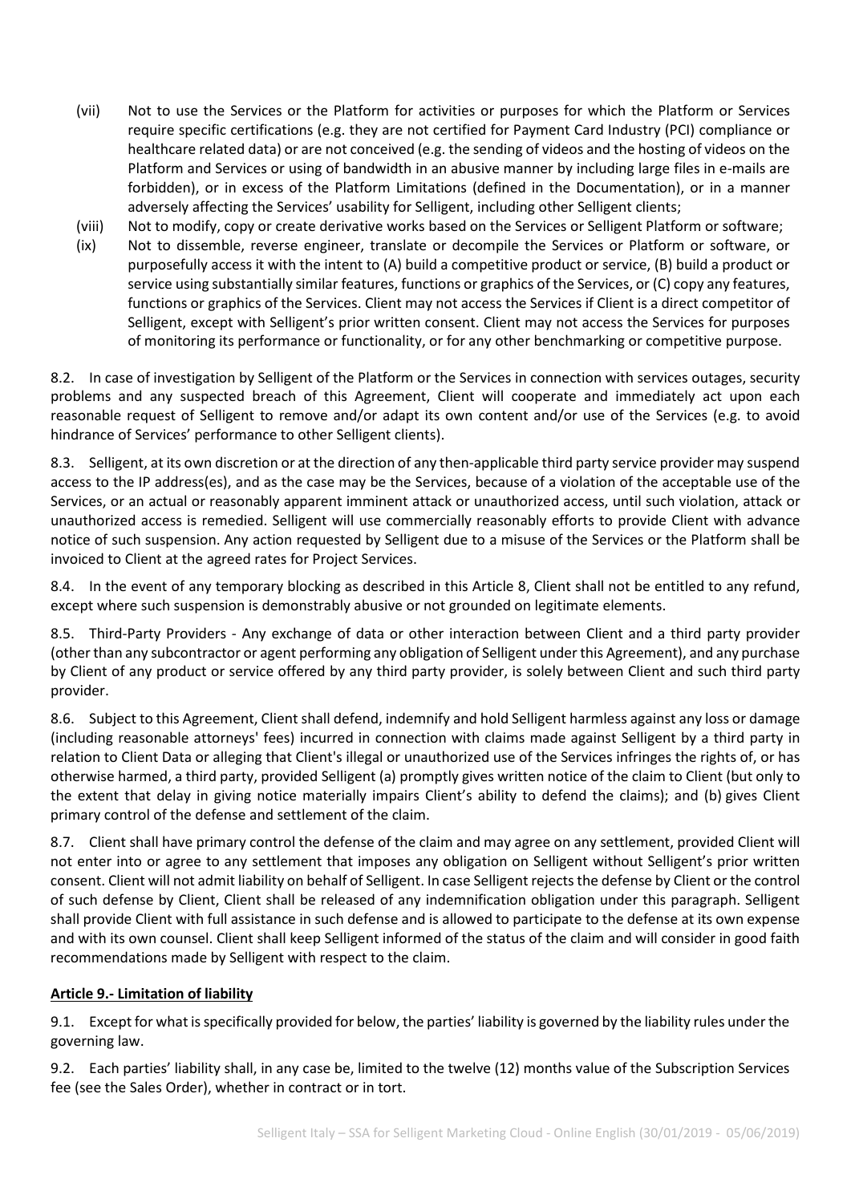(vii) Not to use the Services or the Platform for activities or purposes for which the Platform or Services require specific certifications (e.g. they are not certified for Payment Card Industry (PCI) compliance or healthcare related data) or are not conceived (e.g. the sending of videos and the hosting of videos on the Platform and Services or using of bandwidth in an abusive manner by including large files in e-mails are forbidden), or in excess of the Platform Limitations (defined in the Documentation), or in a manner adversely affecting the Services' usability for Selligent, including other Selligent clients;

(viii) Not to modify, copy or create derivative works based on the Services or Selligent Platform or software;

(ix) Not to dissemble, reverse engineer, translate or decompile the Services or Platform or software, or purposefully access it with the intent to (A) build a competitive product or service, (B) build a product or service using substantially similar features, functions or graphics of the Services, or (C) copy any features, functions or graphics of the Services. Client may not access the Services if Client is a direct competitor of Selligent, except with Selligent's prior written consent. Client may not access the Services for purposes of monitoring its performance or functionality, or for any other benchmarking or competitive purpose.

8.2. In case of investigation by Selligent of the Platform or the Services in connection with services outages, security problems and any suspected breach of this Agreement, Client will cooperate and immediately act upon each reasonable request of Selligent to remove and/or adapt its own content and/or use of the Services (e.g. to avoid hindrance of Services' performance to other Selligent clients).

8.3. Selligent, at its own discretion or at the direction of any then-applicable third party service provider may suspend access to the IP address(es), and as the case may be the Services, because of a violation of the acceptable use of the Services, or an actual or reasonably apparent imminent attack or unauthorized access, until such violation, attack or unauthorized access is remedied. Selligent will use commercially reasonably efforts to provide Client with advance notice of such suspension. Any action requested by Selligent due to a misuse of the Services or the Platform shall be invoiced to Client at the agreed rates for Project Services.

8.4. In the event of any temporary blocking as described in this Article 8, Client shall not be entitled to any refund, except where such suspension is demonstrably abusive or not grounded on legitimate elements.

8.5. Third-Party Providers - Any exchange of data or other interaction between Client and a third party provider (other than any subcontractor or agent performing any obligation of Selligent under this Agreement), and any purchase by Client of any product or service offered by any third party provider, is solely between Client and such third party provider.

8.6. Subject to this Agreement, Client shall defend, indemnify and hold Selligent harmless against any loss or damage (including reasonable attorneys' fees) incurred in connection with claims made against Selligent by a third party in relation to Client Data or alleging that Client's illegal or unauthorized use of the Services infringes the rights of, or has otherwise harmed, a third party, provided Selligent (a) promptly gives written notice of the claim to Client (but only to the extent that delay in giving notice materially impairs Client's ability to defend the claims); and (b) gives Client primary control of the defense and settlement of the claim.

8.7. Client shall have primary control the defense of the claim and may agree on any settlement, provided Client will not enter into or agree to any settlement that imposes any obligation on Selligent without Selligent's prior written consent. Client will not admit liability on behalf of Selligent. In case Selligent rejects the defense by Client or the control of such defense by Client, Client shall be released of any indemnification obligation under this paragraph. Selligent shall provide Client with full assistance in such defense and is allowed to participate to the defense at its own expense and with its own counsel. Client shall keep Selligent informed of the status of the claim and will consider in good faith recommendations made by Selligent with respect to the claim.

**Article 9.- Limitation of liability**

9.1. Except for what is specifically provided for below, the parties' liability is governed by the liability rules under the governing law.

9.2. Each parties' liability shall, in any case be, limited to the twelve (12) months value of the Subscription Services fee (see the Sales Order), whether in contract or in tort.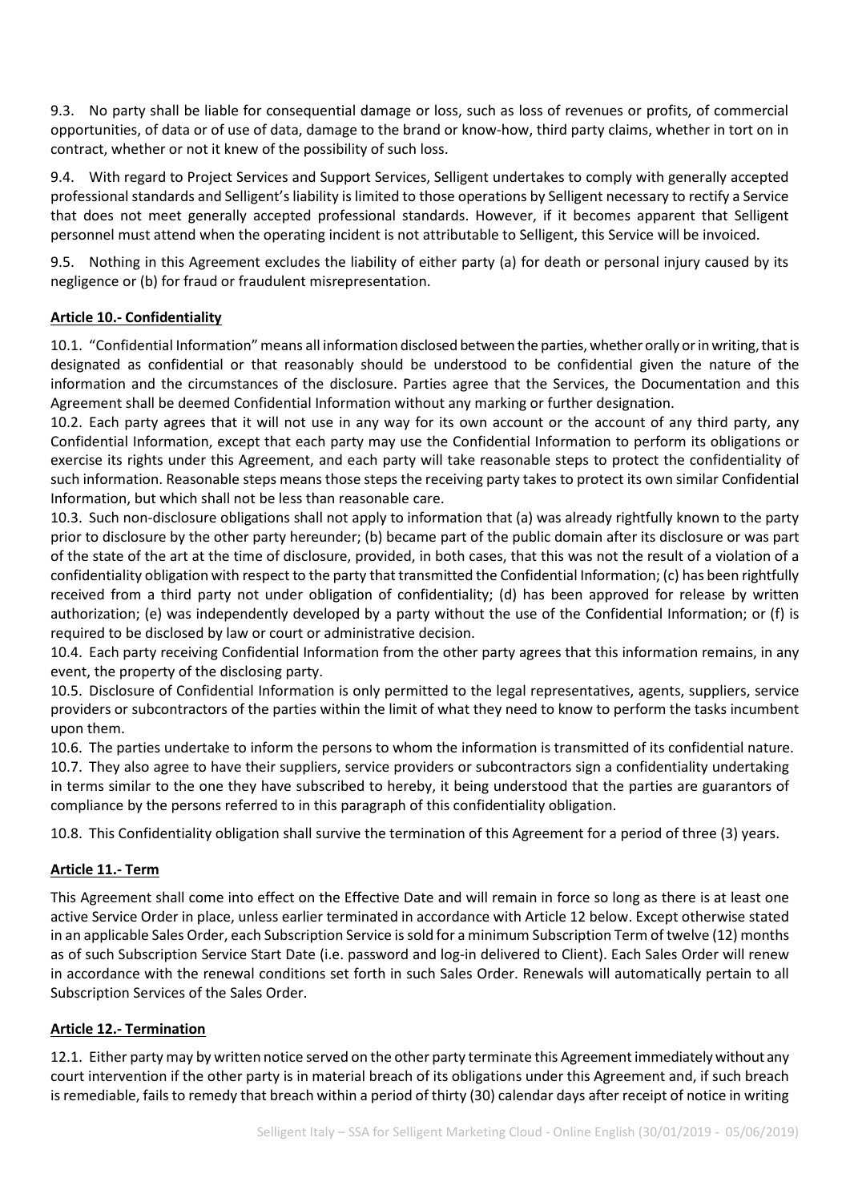9.3. No party shall be liable for consequential damage or loss, such as loss of revenues or profits, of commercial opportunities, of data or of use of data, damage to the brand or know-how, third party claims, whether in tort on in contract, whether or not it knew of the possibility of such loss.

9.4. With regard to Project Services and Support Services, Selligent undertakes to comply with generally accepted professional standards and Selligent's liability is limited to those operations by Selligent necessary to rectify a Service that does not meet generally accepted professional standards. However, if it becomes apparent that Selligent personnel must attend when the operating incident is not attributable to Selligent, this Service will be invoiced.

9.5. Nothing in this Agreement excludes the liability of either party (a) for death or personal injury caused by its negligence or (b) for fraud or fraudulent misrepresentation.

## Article 10.- Confidentiality

10.1. "Confidential Information" means all information disclosed between the parties, whether orally or in writing, that is designated as confidential or that reasonably should be understood to be confidential given the nature of the information and the circumstances of the disclosure. Parties agree that the Services, the Documentation and this Agreement shall be deemed Confidential Information without any marking or further designation.

10.2. Each party agrees that it will not use in any way for its own account or the account of any third party, any Confidential Information, except that each party may use the Confidential Information to perform its obligations or exercise its rights under this Agreement, and each party will take reasonable steps to protect the confidentiality of such information. Reasonable steps means those steps the receiving party takes to protect its own similar Confidential Information, but which shall not be less than reasonable care.

10.3. Such non-disclosure obligations shall not apply to information that (a) was already rightfully known to the party prior to disclosure by the other party hereunder; (b) became part of the public domain after its disclosure or was part of the state of the art at the time of disclosure, provided, in both cases, that this was not the result of a violation of a confidentiality obligation with respect to the party that transmitted the Confidential Information; (c) has been rightfully received from a third party not under obligation of confidentiality; (d) has been approved for release by written authorization; (e) was independently developed by a party without the use of the Confidential Information; or (f) is required to be disclosed by law or court or administrative decision.

10.4. Each party receiving Confidential Information from the other party agrees that this information remains, in any event, the property of the disclosing party.

10.5. Disclosure of Confidential Information is only permitted to the legal representatives, agents, suppliers, service providers or subcontractors of the parties within the limit of what they need to know to perform the tasks incumbent upon them.

10.6. The parties undertake to inform the persons to whom the information is transmitted of its confidential nature.

10.7. They also agree to have their suppliers, service providers or subcontractors sign a confidentiality undertaking in terms similar to the one they have subscribed to hereby, it being understood that the parties are guarantors of compliance by the persons referred to in this paragraph of this confidentiality obligation.

10.8. This Confidentiality obligation shall survive the termination of this Agreement for a period of three (3) years.

## Article 11.- Term

This Agreement shall come into effect on the Effective Date and will remain in force so long as there is at least one active Service Order in place, unless earlier terminated in accordance with Article 12 below. Except otherwise stated in an applicable Sales Order, each Subscription Service is sold for a minimum Subscription Term of twelve (12) months as of such Subscription Service Start Date (i.e. password and log-in delivered to Client). Each Sales Order will renew in accordance with the renewal conditions set forth in such Sales Order. Renewals will automatically pertain to all Subscription Services of the Sales Order.

## Article 12.- Termination

12.1. Either party may by written notice served on the other party terminate this Agreement immediately without any court intervention if the other party is in material breach of its obligations under this Agreement and, if such breach is remediable, fails to remedy that breach within a period of thirty (30) calendar days after receipt of notice in writing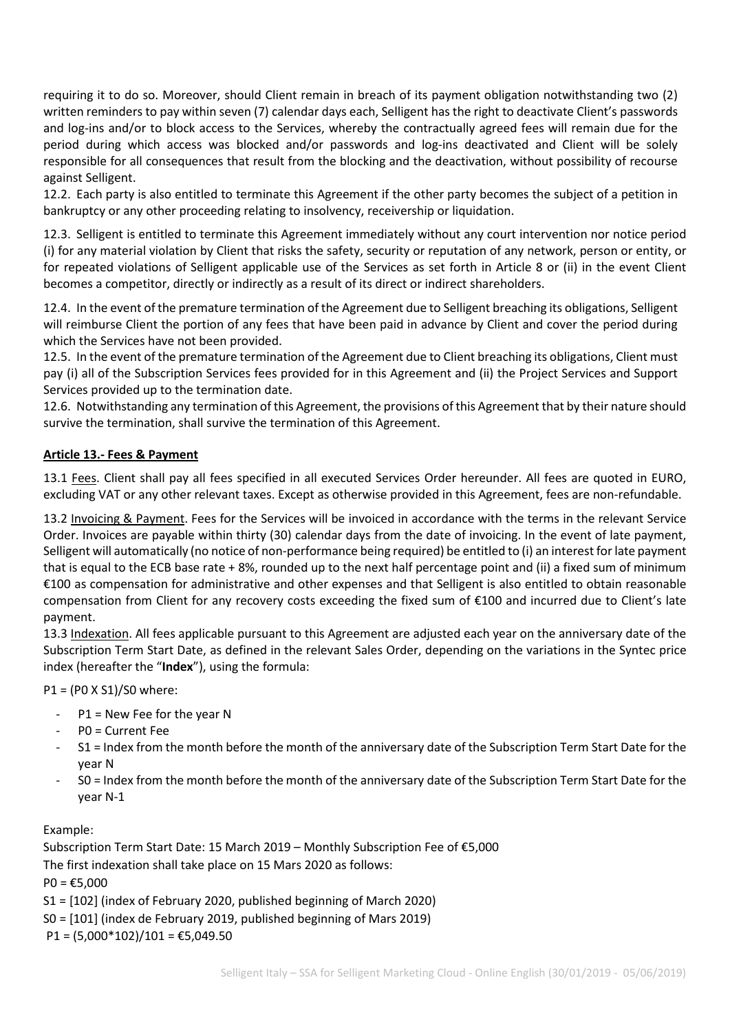requiring it to do so. Moreover, should Client remain in breach of its payment obligation notwithstanding two (2) written reminders to pay within seven (7) calendar days each, Selligent has the right to deactivate Client's passwords and log-ins and/or to block access to the Services, whereby the contractually agreed fees will remain due for the period during which access was blocked and/or passwords and log-ins deactivated and Client will be solely responsible for all consequences that result from the blocking and the deactivation, without possibility of recourse against Selligent.

12.2. Each party is also entitled to terminate this Agreement if the other party becomes the subject of a petition in bankruptcy or any other proceeding relating to insolvency, receivership or liquidation.

12.3. Selligent is entitled to terminate this Agreement immediately without any court intervention nor notice period (i) for any material violation by Client that risks the safety, security or reputation of any network, person or entity, or for repeated violations of Selligent applicable use of the Services as set forth in Article 8 or (ii) in the event Client becomes a competitor, directly or indirectly as a result of its direct or indirect shareholders.

12.4. In the event of the premature termination of the Agreement due to Selligent breaching its obligations, Selligent will reimburse Client the portion of any fees that have been paid in advance by Client and cover the period during which the Services have not been provided.

12.5. In the event of the premature termination of the Agreement due to Client breaching its obligations, Client must pay (i) all of the Subscription Services fees provided for in this Agreement and (ii) the Project Services and Support Services provided up to the termination date.

12.6. Notwithstanding any termination of this Agreement, the provisions of this Agreement that by their nature should survive the termination, shall survive the termination of this Agreement.

## Article 13.- Fees & Payment

13.1 Fees. Client shall pay all fees specified in all executed Services Order hereunder. All fees are quoted in EURO, excluding VAT or any other relevant taxes. Except as otherwise provided in this Agreement, fees are non-refundable.

13.2 Invoicing & Payment. Fees for the Services will be invoiced in accordance with the terms in the relevant Service Order. Invoices are payable within thirty (30) calendar days from the date of invoicing. In the event of late payment, Selligent will automatically (no notice of non-performance being required) be entitled to (i) an interest for late payment that is equal to the ECB base rate + 8%, rounded up to the next half percentage point and (ii) a fixed sum of minimum €100 as compensation for administrative and other expenses and that Selligent is also entitled to obtain reasonable compensation from Client for any recovery costs exceeding the fixed sum of €100 and incurred due to Client's late payment.

13.3 Indexation. All fees applicable pursuant to this Agreement are adjusted each year on the anniversary date of the Subscription Term Start Date, as defined in the relevant Sales Order, depending on the variations in the Syntec price index (hereafter the "**Index**"), using the formula:

$P1 = (P0 \times S1)/S0$ where:

- P1 = New Fee for the year N
- P0 = Current Fee
- S1 = Index from the month before the month of the anniversary date of the Subscription Term Start Date for the year N
- S0 = Index from the month before the month of the anniversary date of the Subscription Term Start Date for the year N-1

Example:

Subscription Term Start Date: 15 March 2019 – Monthly Subscription Fee of €5,000

The first indexation shall take place on 15 Mars 2020 as follows:

P0 = €5,000

S1 = [102] (index of February 2020, published beginning of March 2020)

S0 = [101] (index de February 2019, published beginning of Mars 2019)

P1 = (5,000*102)/101 = €5,049.50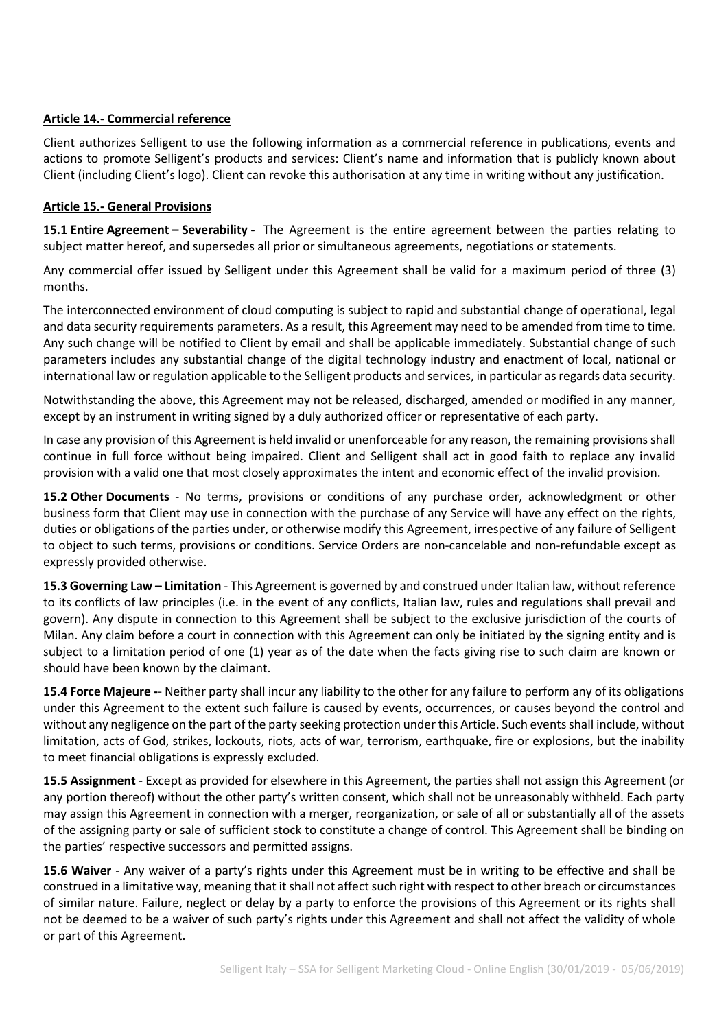## Article 14.- Commercial reference

Client authorizes Selligent to use the following information as a commercial reference in publications, events and actions to promote Selligent's products and services: Client's name and information that is publicly known about Client (including Client's logo). Client can revoke this authorisation at any time in writing without any justification.

## Article 15.- General Provisions

**15.1 Entire Agreement – Severability -** The Agreement is the entire agreement between the parties relating to subject matter hereof, and supersedes all prior or simultaneous agreements, negotiations or statements.

Any commercial offer issued by Selligent under this Agreement shall be valid for a maximum period of three (3) months.

The interconnected environment of cloud computing is subject to rapid and substantial change of operational, legal and data security requirements parameters. As a result, this Agreement may need to be amended from time to time. Any such change will be notified to Client by email and shall be applicable immediately. Substantial change of such parameters includes any substantial change of the digital technology industry and enactment of local, national or international law or regulation applicable to the Selligent products and services, in particular as regards data security.

Notwithstanding the above, this Agreement may not be released, discharged, amended or modified in any manner, except by an instrument in writing signed by a duly authorized officer or representative of each party.

In case any provision of this Agreement is held invalid or unenforceable for any reason, the remaining provisions shall continue in full force without being impaired. Client and Selligent shall act in good faith to replace any invalid provision with a valid one that most closely approximates the intent and economic effect of the invalid provision.

**15.2 Other Documents** - No terms, provisions or conditions of any purchase order, acknowledgment or other business form that Client may use in connection with the purchase of any Service will have any effect on the rights, duties or obligations of the parties under, or otherwise modify this Agreement, irrespective of any failure of Selligent to object to such terms, provisions or conditions. Service Orders are non-cancelable and non-refundable except as expressly provided otherwise.

**15.3 Governing Law – Limitation** - This Agreement is governed by and construed under Italian law, without reference to its conflicts of law principles (i.e. in the event of any conflicts, Italian law, rules and regulations shall prevail and govern). Any dispute in connection to this Agreement shall be subject to the exclusive jurisdiction of the courts of Milan. Any claim before a court in connection with this Agreement can only be initiated by the signing entity and is subject to a limitation period of one (1) year as of the date when the facts giving rise to such claim are known or should have been known by the claimant.

**15.4 Force Majeure -**- Neither party shall incur any liability to the other for any failure to perform any of its obligations under this Agreement to the extent such failure is caused by events, occurrences, or causes beyond the control and without any negligence on the part of the party seeking protection under this Article. Such events shall include, without limitation, acts of God, strikes, lockouts, riots, acts of war, terrorism, earthquake, fire or explosions, but the inability to meet financial obligations is expressly excluded.

**15.5 Assignment** - Except as provided for elsewhere in this Agreement, the parties shall not assign this Agreement (or any portion thereof) without the other party's written consent, which shall not be unreasonably withheld. Each party may assign this Agreement in connection with a merger, reorganization, or sale of all or substantially all of the assets of the assigning party or sale of sufficient stock to constitute a change of control. This Agreement shall be binding on the parties' respective successors and permitted assigns.

**15.6 Waiver** - Any waiver of a party's rights under this Agreement must be in writing to be effective and shall be construed in a limitative way, meaning that it shall not affect such right with respect to other breach or circumstances of similar nature. Failure, neglect or delay by a party to enforce the provisions of this Agreement or its rights shall not be deemed to be a waiver of such party's rights under this Agreement and shall not affect the validity of whole or part of this Agreement.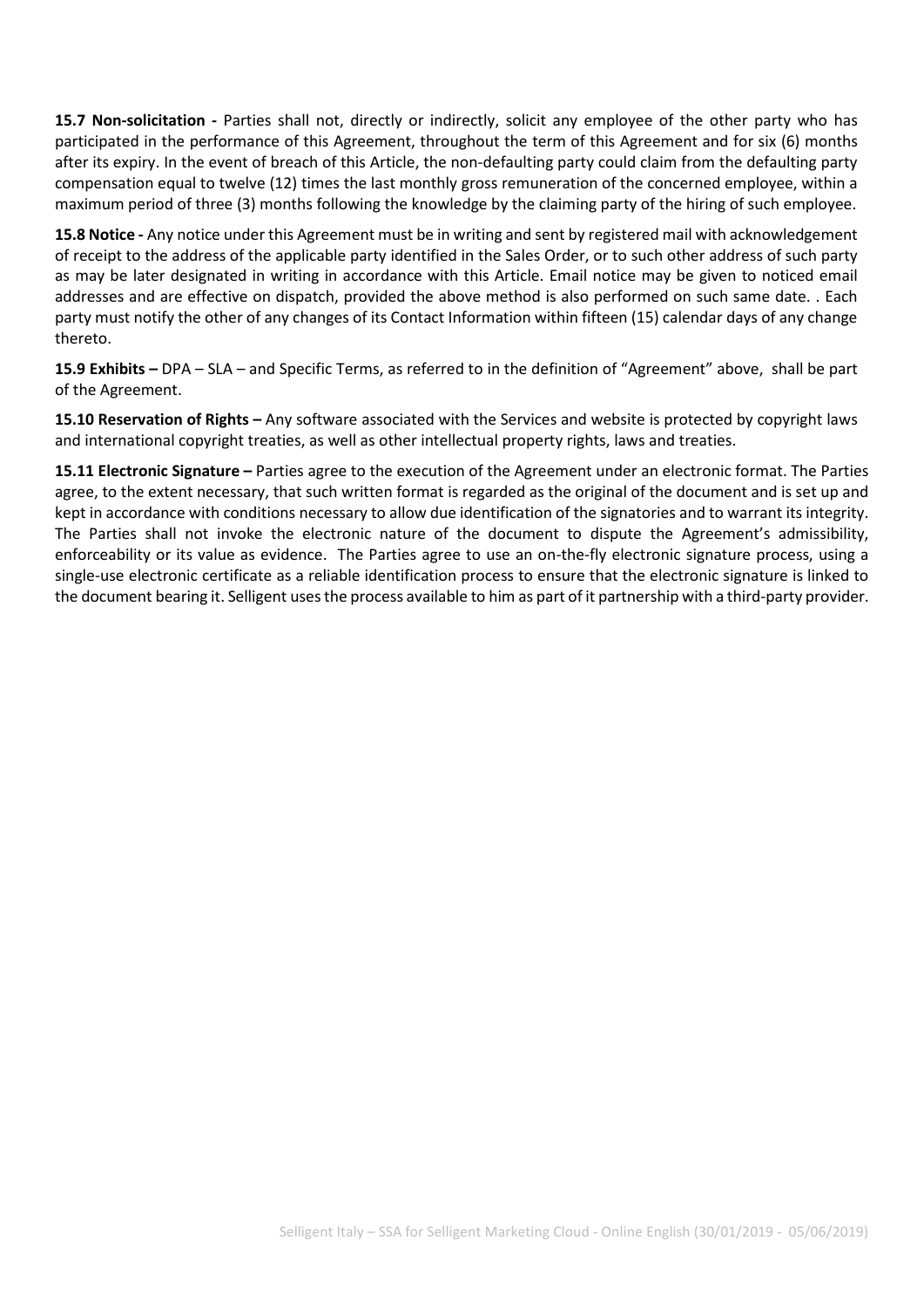**15.7 Non-solicitation -** Parties shall not, directly or indirectly, solicit any employee of the other party who has participated in the performance of this Agreement, throughout the term of this Agreement and for six (6) months after its expiry. In the event of breach of this Article, the non-defaulting party could claim from the defaulting party compensation equal to twelve (12) times the last monthly gross remuneration of the concerned employee, within a maximum period of three (3) months following the knowledge by the claiming party of the hiring of such employee.

**15.8 Notice -** Any notice under this Agreement must be in writing and sent by registered mail with acknowledgement of receipt to the address of the applicable party identified in the Sales Order, or to such other address of such party as may be later designated in writing in accordance with this Article. Email notice may be given to noticed email addresses and are effective on dispatch, provided the above method is also performed on such same date. . Each party must notify the other of any changes of its Contact Information within fifteen (15) calendar days of any change thereto.

**15.9 Exhibits –** DPA – SLA – and Specific Terms, as referred to in the definition of "Agreement" above, shall be part of the Agreement.

**15.10 Reservation of Rights –** Any software associated with the Services and website is protected by copyright laws and international copyright treaties, as well as other intellectual property rights, laws and treaties.

**15.11 Electronic Signature –** Parties agree to the execution of the Agreement under an electronic format. The Parties agree, to the extent necessary, that such written format is regarded as the original of the document and is set up and kept in accordance with conditions necessary to allow due identification of the signatories and to warrant its integrity. The Parties shall not invoke the electronic nature of the document to dispute the Agreement's admissibility, enforceability or its value as evidence. The Parties agree to use an on-the-fly electronic signature process, using a single-use electronic certificate as a reliable identification process to ensure that the electronic signature is linked to the document bearing it. Selligent uses the process available to him as part of it partnership with a third-party provider.